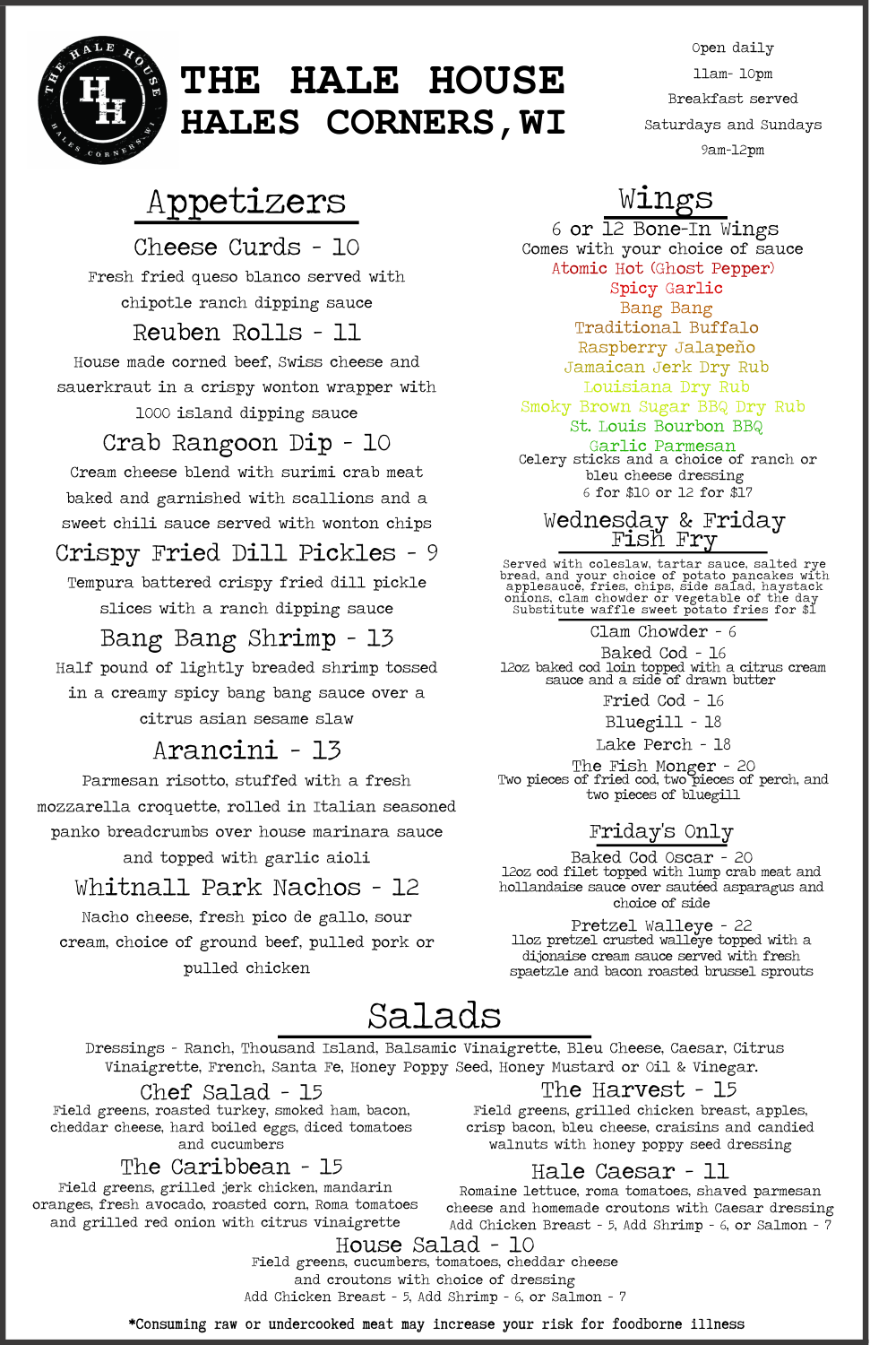# THE HALE HOUSE
# HALES CORNERS, WI

Open daily
11am- 10pm
Breakfast served
Saturdays and Sundays
9am-12pm

## Appetizers

### Cheese Curds - 10
Fresh fried queso blanco served with chipotle ranch dipping sauce

### Reuben Rolls - 11
House made corned beef, Swiss cheese and sauerkraut in a crispy wonton wrapper with 1000 island dipping sauce

### Crab Rangoon Dip - 10
Cream cheese blend with surimi crab meat baked and garnished with scallions and a sweet chili sauce served with wonton chips

### Crispy Fried Dill Pickles - 9
Tempura battered crispy fried dill pickle slices with a ranch dipping sauce

### Bang Bang Shrimp - 13
Half pound of lightly breaded shrimp tossed in a creamy spicy bang bang sauce over a citrus asian sesame slaw

### Arancini - 13
Parmesan risotto, stuffed with a fresh mozzarella croquette, rolled in Italian seasoned panko breadcrumbs over house marinara sauce and topped with garlic aioli

### Whitnall Park Nachos - 12
Nacho cheese, fresh pico de gallo, sour cream, choice of ground beef, pulled pork or pulled chicken

## Wings

### 6 or 12 Bone-In Wings
Comes with your choice of sauce

- Atomic Hot (Ghost Pepper)
- Spicy Garlic
- Bang Bang
- Traditional Buffalo
- Raspberry Jalapeño
- Jamaican Jerk Dry Rub
- Louisiana Dry Rub
- Smoky Brown Sugar BBQ Dry Rub
- St. Louis Bourbon BBQ
- Garlic Parmesan

Celery sticks and a choice of ranch or bleu cheese dressing
6 for $10 or 12 for $17

## Wednesday & Friday Fish Fry

Served with coleslaw, tartar sauce, salted rye bread, and your choice of potato pancakes with applesauce, fries, chips, side salad, haystack onions, clam chowder or vegetable of the day
Substitute waffle sweet potato fries for $1

**Clam Chowder - 6**

**Baked Cod - 16**
12oz baked cod loin topped with a citrus cream sauce and a side of drawn butter

**Fried Cod - 16**

**Bluegill - 18**

**Lake Perch - 18**

**The Fish Monger - 20**
Two pieces of fried cod, two pieces of perch, and two pieces of bluegill

### Friday's Only

**Baked Cod Oscar - 20**
12oz cod filet topped with lump crab meat and hollandaise sauce over sautéed asparagus and choice of side

**Pretzel Walleye - 22**
11oz pretzel crusted walleye topped with a dijonaise cream sauce served with fresh spaetzle and bacon roasted brussel sprouts

## Salads

Dressings - Ranch, Thousand Island, Balsamic Vinaigrette, Bleu Cheese, Caesar, Citrus Vinaigrette, French, Santa Fe, Honey Poppy Seed, Honey Mustard or Oil & Vinegar.

### Chef Salad - 15
Field greens, roasted turkey, smoked ham, bacon, cheddar cheese, hard boiled eggs, diced tomatoes and cucumbers

### The Caribbean - 15
Field greens, grilled jerk chicken, mandarin oranges, fresh avocado, roasted corn, Roma tomatoes and grilled red onion with citrus vinaigrette

### The Harvest - 15
Field greens, grilled chicken breast, apples, crisp bacon, bleu cheese, craisins and candied walnuts with honey poppy seed dressing

### Hale Caesar - 11
Romaine lettuce, roma tomatoes, shaved parmesan cheese and homemade croutons with Caesar dressing
Add Chicken Breast - 5, Add Shrimp - 6, or Salmon - 7

### House Salad - 10
Field greens, cucumbers, tomatoes, cheddar cheese and croutons with choice of dressing
Add Chicken Breast - 5, Add Shrimp - 6, or Salmon - 7

*Consuming raw or undercooked meat may increase your risk for foodborne illness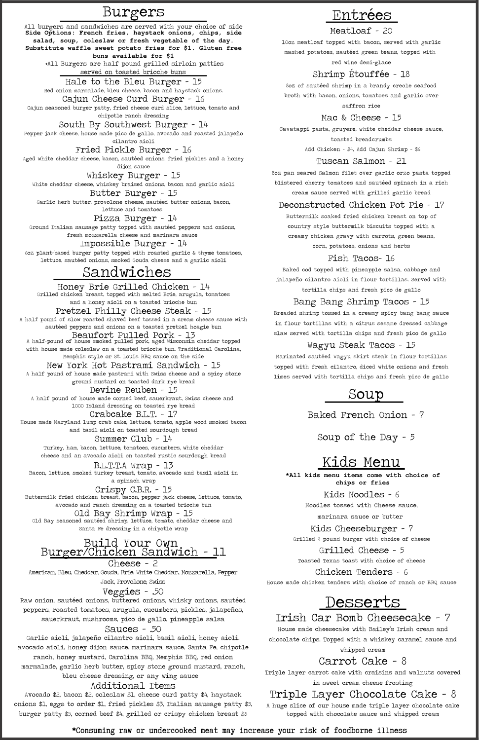# Burgers

All burgers and sandwiches are served with your choice of side
**Side Options: French fries, haystack onions, chips, side salad, soup, coleslaw or fresh vegetable of the day. Substitute waffle sweet potato fries for $1. Gluten free buns available for $1**

•All Burgers are half pound grilled sirloin patties served on toasted brioche buns

### Hale to the Bleu Burger - 15
Red onion marmalade, bleu cheese, bacon and haystack onions.

### Cajun Cheese Curd Burger - 16
Cajun seasoned burger patty, fried cheese curd slice, lettuce, tomato and chipotle ranch dressing

### South By Southwest Burger - 14
Pepper jack cheese, house made pico de gallo, avocado and roasted jalapeño cilantro aioli

### Fried Pickle Burger - 16
Aged white cheddar cheese, bacon, sautéed onions, fried pickles and a honey dijon sauce

### Whiskey Burger - 15
White cheddar cheese, whiskey braised onions, bacon and garlic aioli

### Butter Burger - 15
Garlic herb butter, provolone cheese, sautéed butter onions, bacon, lettuce and tomatoes

### Pizza Burger - 14
Ground Italian sausage patty topped with sautéed peppers and onions, fresh mozzarella cheese and marinara sauce

### Impossible Burger - 14
6oz plant-based burger patty topped with roasted garlic & thyme tomatoes, lettuce, sautéed onions, smoked Gouda cheese and a garlic aioli

# Sandwiches

### Honey Brie Grilled Chicken - 14
Grilled chicken breast, topped with melted Brie, arugula, tomatoes and a honey aioli on a toasted brioche bun

### Pretzel Philly Cheese Steak - 15
A half pound of slow roasted shaved beef tossed in a cream cheese sauce with sautéed peppers and onions on a toasted pretzel hoagie bun

### Beaufort Pulled Pork - 13
A half-pound of house smoked pulled pork, aged Wisconsin cheddar topped with house made coleslaw on a toasted brioche bun. Traditional Carolina, Memphis style or St. Louis BBQ sauce on the side

### New York Hot Pastrami Sandwich - 15
A half pound of house made pastrami with Swiss cheese and a spicy stone ground mustard on toasted dark rye bread

### Devine Reuben - 15
A half pound of house made corned beef, sauerkraut, Swiss cheese and 1000 Island dressing on toasted rye bread

### Crabcake B.L.T. - 17
House made Maryland lump crab cake, lettuce, tomato, apple wood smoked bacon and basil aioli on toasted sourdough bread

### Summer Club - 14
Turkey, ham, bacon, lettuce, tomatoes, cucumbers, white cheddar cheese and an avocado aioli on toasted rustic sourdough bread

### B.L.T.T.A Wrap - 13
Bacon, lettuce, smoked turkey breast, tomato, avocado and basil aioli in a spinach wrap

### Crispy C.B.R. - 15
Buttermilk fried chicken breast, bacon, pepper jack cheese, lettuce, tomato, avocado and ranch dressing on a toasted brioche bun

### Old Bay Shrimp Wrap - 15
Old Bay seasoned sautéed shrimp, lettuce, tomato, cheddar cheese and Santa Fe dressing in a chipotle wrap

# Build Your Own Burger/Chicken Sandwich - 11

### Cheese - 2
American, Bleu, Cheddar, Gouda, Brie, White Cheddar, Mozzarella, Pepper Jack, Provolone, Swiss

### Veggies - .50
Raw onion, sautéed onions, buttered onions, whisky onions, sautéed peppers, roasted tomatoes, arugula, cucumbers, pickles, jalapeños, sauerkraut, mushrooms, pico de gallo, pineapple salsa

### Sauces - .50
Garlic aioli, jalapeño cilantro aioli, basil aioli, honey aioli, avocado aioli, honey dijon sauce, marinara sauce, Santa Fe, chipotle ranch, honey mustard, Carolina BBQ, Memphis BBQ, red onion marmalade, garlic herb butter, spicy stone ground mustard, ranch, bleu cheese dressing, or any wing sauce

### Additional Items
Avocado $2, bacon $2, coleslaw $1, cheese curd patty $4, haystack onions $1, eggs to order $1, fried pickles $3, Italian sausage patty $5, burger patty $5, corned beef $4, grilled or crispy chicken breast $5

# Entrées

### Meatloaf - 20
10oz meatloaf topped with bacon, served with garlic mashed potatoes, sautéed green beans, topped with red wine demi-glace

### Shrimp Étouffée - 18
8oz of sautéed shrimp in a brandy creole seafood broth with bacon, onions, tomatoes and garlic over saffron rice

### Mac & Cheese - 15
Cavatappi pasta, gruyere, white cheddar cheese sauce, toasted breadcrumbs
Add Chicken - $4, Add Cajun Shrimp - $6

### Tuscan Salmon - 21
8oz pan seared Salmon filet over garlic orzo pasta topped blistered cherry tomatoes and sautéed spinach in a rich cream sauce served with grilled garlic bread

### Deconstructed Chicken Pot Pie - 17
Buttermilk soaked fried chicken breast on top of country style buttermilk biscuits topped with a creamy chicken gravy with carrots, green beans, corn, potatoes, onions and herbs

### Fish Tacos- 16
Baked cod topped with pineapple salsa, cabbage and jalapeño cilantro aioli in flour tortillas. Served with tortilla chips and fresh pico de gallo

### Bang Bang Shrimp Tacos - 15
Breaded shrimp tossed in a creamy spicy bang bang sauce in flour tortillas with a citrus sesame dressed cabbage slaw served with tortilla chips and fresh pico de gallo

### Wagyu Steak Tacos - 15
Marinated sautéed Wagyu skirt steak in flour tortillas topped with fresh cilantro, diced white onions and fresh limes served with tortilla chips and fresh pico de gallo

# Soup

Baked French Onion - 7

Soup of the Day - 5

# Kids Menu

***All kids menu items come with choice of chips or fries**

### Kids Noodles - 6
Noodles tossed with Cheese sauce, marinara sauce or butter

### Kids Cheeseburger - 7
Grilled ¼ pound burger with choice of cheese

### Grilled Cheese - 5
Toasted Texas toast with choice of cheese

### Chicken Tenders - 6
House made chicken tenders with choice of ranch or BBQ sauce

# Desserts

### Irish Car Bomb Cheesecake - 7
House made cheesecake with Bailey's Irish cream and chocolate chips. Topped with a whiskey caramel sauce and whipped cream

### Carrot Cake - 8
Triple layer carrot cake with craisins and walnuts covered in sweet cream cheese frosting

### Triple Layer Chocolate Cake - 8
A huge slice of our house made triple layer chocolate cake topped with chocolate sauce and whipped cream

***Consuming raw or undercooked meat may increase your risk of foodborne illness**